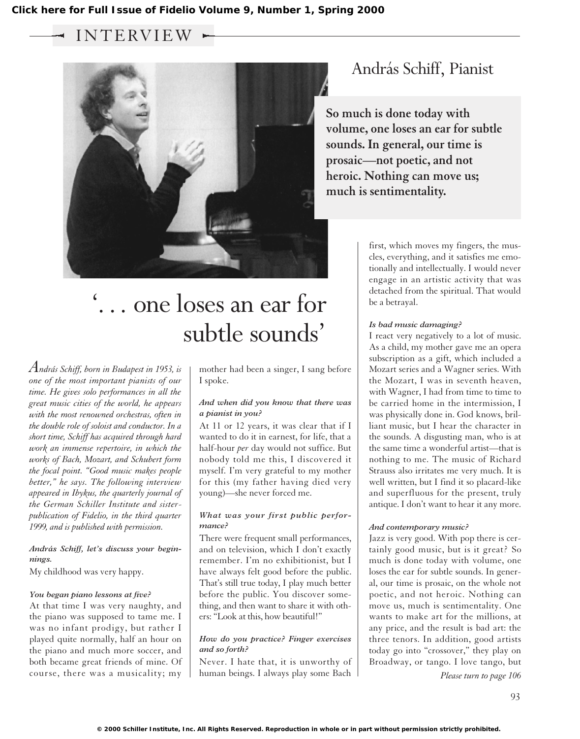Click here for Full Issue of Fidelio Volume 9, Number 1, Spring 2000

INTERVIEW

# András Schiff, Pianist

**So much is done today with volume, one loses an ear for subtle sounds. In general, our time is prosaic—not poetic, and not heroic. Nothing can move us; much is sentimentality.**

# '. . . one loses an ear for subtle sounds'

*András Schiff, born in Budapest in 1953, is one of the most important pianists of our time. He gives solo performances in all the great music cities of the world, he appears with the most renowned orchestras, often in the double role of soloist and conductor. In a short time, Schiff has acquired through hard work an immense repertoire, in which the works of Bach, Mozart, and Schubert form the focal point. "Good music makes people better," he says. The following interview appeared in Ibykus, the quarterly journal of the German Schiller Institute and sister-publication of Fidelio, in the third quarter 1999, and is published with permission.*

***András Schiff, let's discuss your beginnings.***

My childhood was very happy.

***You began piano lessons at five?***

At that time I was very naughty, and the piano was supposed to tame me. I was no infant prodigy, but rather I played quite normally, half an hour on the piano and much more soccer, and both became great friends of mine. Of course, there was a musicality; my mother had been a singer, I sang before I spoke.

***And when did you know that there was a pianist in you?***

At 11 or 12 years, it was clear that if I wanted to do it in earnest, for life, that a half-hour *per* day would not suffice. But nobody told me this, I discovered it myself. I'm very grateful to my mother for this (my father having died very young)—she never forced me.

***What was your first public performance?***

There were frequent small performances, and on television, which I don't exactly remember. I'm no exhibitionist, but I have always felt good before the public. That's still true today, I play much better before the public. You discover something, and then want to share it with others: "Look at this, how beautiful!"

***How do you practice? Finger exercises and so forth?***

Never. I hate that, it is unworthy of human beings. I always play some Bach first, which moves my fingers, the muscles, everything, and it satisfies me emotionally and intellectually. I would never engage in an artistic activity that was detached from the spiritual. That would be a betrayal.

***Is bad music damaging?***

I react very negatively to a lot of music. As a child, my mother gave me an opera subscription as a gift, which included a Mozart series and a Wagner series. With the Mozart, I was in seventh heaven, with Wagner, I had from time to time to be carried home in the intermission, I was physically done in. God knows, brilliant music, but I hear the character in the sounds. A disgusting man, who is at the same time a wonderful artist—that is nothing to me. The music of Richard Strauss also irritates me very much. It is well written, but I find it so placard-like and superfluous for the present, truly antique. I don't want to hear it any more.

***And contemporary music?***

Jazz is very good. With pop there is certainly good music, but is it great? So much is done today with volume, one loses the ear for subtle sounds. In general, our time is prosaic, on the whole not poetic, and not heroic. Nothing can move us, much is sentimentality. One wants to make art for the millions, at any price, and the result is bad art: the three tenors. In addition, good artists today go into "crossover," they play on Broadway, or tango. I love tango, but

*Please turn to page 106*

© 2000 Schiller Institute, Inc. All Rights Reserved. Reproduction in whole or in part without permission strictly prohibited.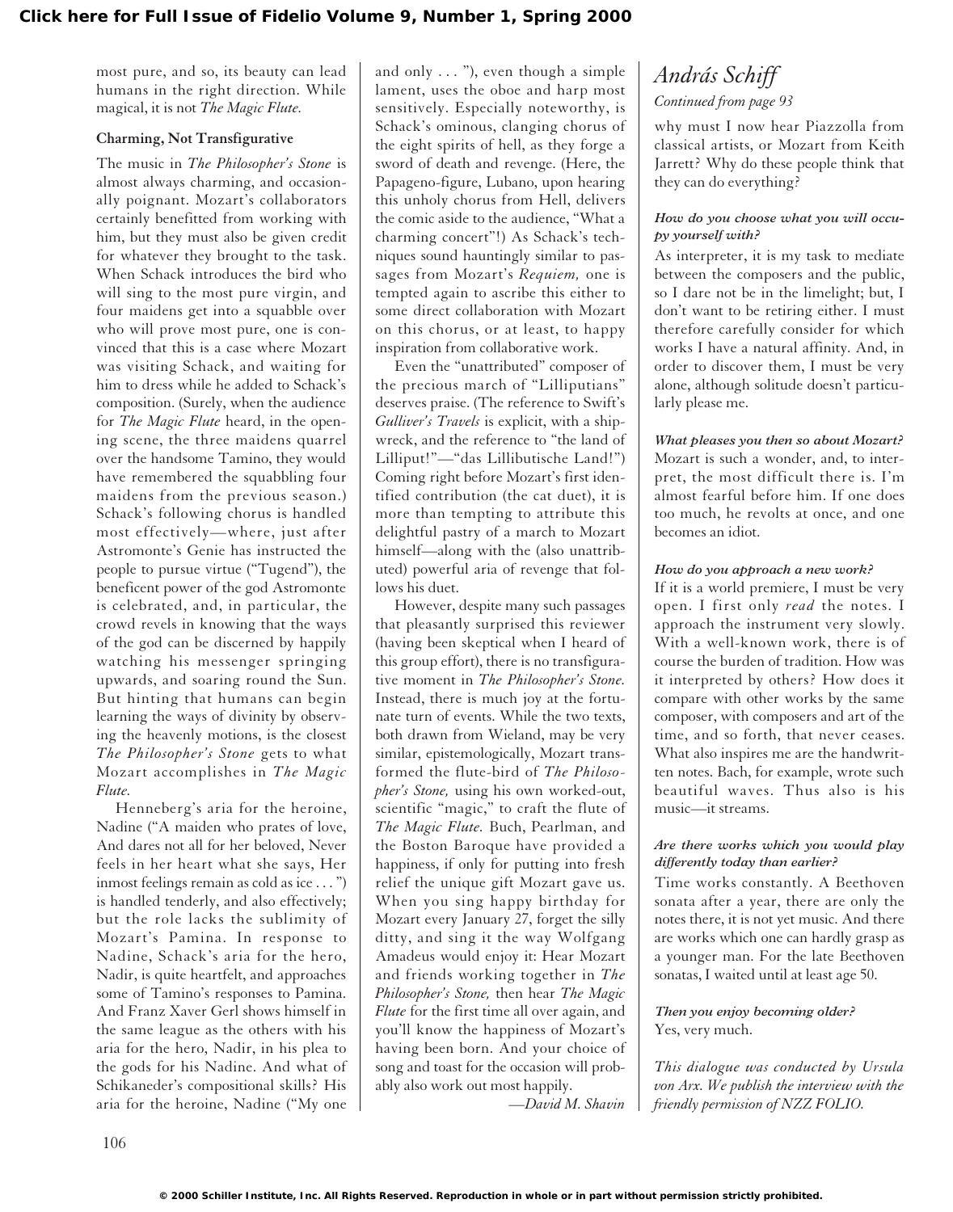most pure, and so, its beauty can lead humans in the right direction. While magical, it is not *The Magic Flute*.

**Charming, Not Transfigurative**

The music in *The Philosopher's Stone* is almost always charming, and occasionally poignant. Mozart's collaborators certainly benefitted from working with him, but they must also be given credit for whatever they brought to the task. When Schack introduces the bird who will sing to the most pure virgin, and four maidens get into a squabble over who will prove most pure, one is convinced that this is a case where Mozart was visiting Schack, and waiting for him to dress while he added to Schack's composition. (Surely, when the audience for *The Magic Flute* heard, in the opening scene, the three maidens quarrel over the handsome Tamino, they would have remembered the squabbling four maidens from the previous season.) Schack's following chorus is handled most effectively—where, just after Astromonte's Genie has instructed the people to pursue virtue ("Tugend"), the beneficent power of the god Astromonte is celebrated, and, in particular, the crowd revels in knowing that the ways of the god can be discerned by happily watching his messenger springing upwards, and soaring round the Sun. But hinting that humans can begin learning the ways of divinity by observing the heavenly motions, is the closest *The Philosopher's Stone* gets to what Mozart accomplishes in *The Magic Flute*.

Henneberg's aria for the heroine, Nadine ("A maiden who prates of love, And dares not all for her beloved, Never feels in her heart what she says, Her inmost feelings remain as cold as ice . . . ") is handled tenderly, and also effectively; but the role lacks the sublimity of Mozart's Pamina. In response to Nadine, Schack's aria for the hero, Nadir, is quite heartfelt, and approaches some of Tamino's responses to Pamina. And Franz Xaver Gerl shows himself in the same league as the others with his aria for the hero, Nadir, in his plea to the gods for his Nadine. And what of Schikaneder's compositional skills? His aria for the heroine, Nadine ("My one and only . . . "), even though a simple lament, uses the oboe and harp most sensitively. Especially noteworthy, is Schack's ominous, clanging chorus of the eight spirits of hell, as they forge a sword of death and revenge. (Here, the Papageno-figure, Lubano, upon hearing this unholy chorus from Hell, delivers the comic aside to the audience, "What a charming concert"!) As Schack's techniques sound hauntingly similar to passages from Mozart's *Requiem,* one is tempted again to ascribe this either to some direct collaboration with Mozart on this chorus, or at least, to happy inspiration from collaborative work.

Even the "unattributed" composer of the precious march of "Lilliputians" deserves praise. (The reference to Swift's *Gulliver's Travels* is explicit, with a shipwreck, and the reference to "the land of Lilliput!"—"das Lillibutische Land!") Coming right before Mozart's first identified contribution (the cat duet), it is more than tempting to attribute this delightful pastry of a march to Mozart himself—along with the (also unattributed) powerful aria of revenge that follows his duet.

However, despite many such passages that pleasantly surprised this reviewer (having been skeptical when I heard of this group effort), there is no transfigurative moment in *The Philosopher's Stone*. Instead, there is much joy at the fortunate turn of events. While the two texts, both drawn from Wieland, may be very similar, epistemologically, Mozart transformed the flute-bird of *The Philosopher's Stone,* using his own worked-out, scientific "magic," to craft the flute of *The Magic Flute*. Buch, Pearlman, and the Boston Baroque have provided a happiness, if only for putting into fresh relief the unique gift Mozart gave us. When you sing happy birthday for Mozart every January 27, forget the silly ditty, and sing it the way Wolfgang Amadeus would enjoy it: Hear Mozart and friends working together in *The Philosopher's Stone,* then hear *The Magic Flute* for the first time all over again, and you'll know the happiness of Mozart's having been born. And your choice of song and toast for the occasion will probably also work out most happily.

—*David M. Shavin*

## *András Schiff*

*Continued from page 93*

why must I now hear Piazzolla from classical artists, or Mozart from Keith Jarrett? Why do these people think that they can do everything?

***How do you choose what you will occupy yourself with?***

As interpreter, it is my task to mediate between the composers and the public, so I dare not be in the limelight; but, I don't want to be retiring either. I must therefore carefully consider for which works I have a natural affinity. And, in order to discover them, I must be very alone, although solitude doesn't particularly please me.

***What pleases you then so about Mozart?***

Mozart is such a wonder, and, to interpret, the most difficult there is. I'm almost fearful before him. If one does too much, he revolts at once, and one becomes an idiot.

***How do you approach a new work?***

If it is a world premiere, I must be very open. I first only *read* the notes. I approach the instrument very slowly. With a well-known work, there is of course the burden of tradition. How was it interpreted by others? How does it compare with other works by the same composer, with composers and art of the time, and so forth, that never ceases. What also inspires me are the handwritten notes. Bach, for example, wrote such beautiful waves. Thus also is his music—it streams.

***Are there works which you would play differently today than earlier?***

Time works constantly. A Beethoven sonata after a year, there are only the notes there, it is not yet music. And there are works which one can hardly grasp as a younger man. For the late Beethoven sonatas, I waited until at least age 50.

***Then you enjoy becoming older?***

Yes, very much.

*This dialogue was conducted by Ursula von Arx. We publish the interview with the friendly permission of NZZ FOLIO.*